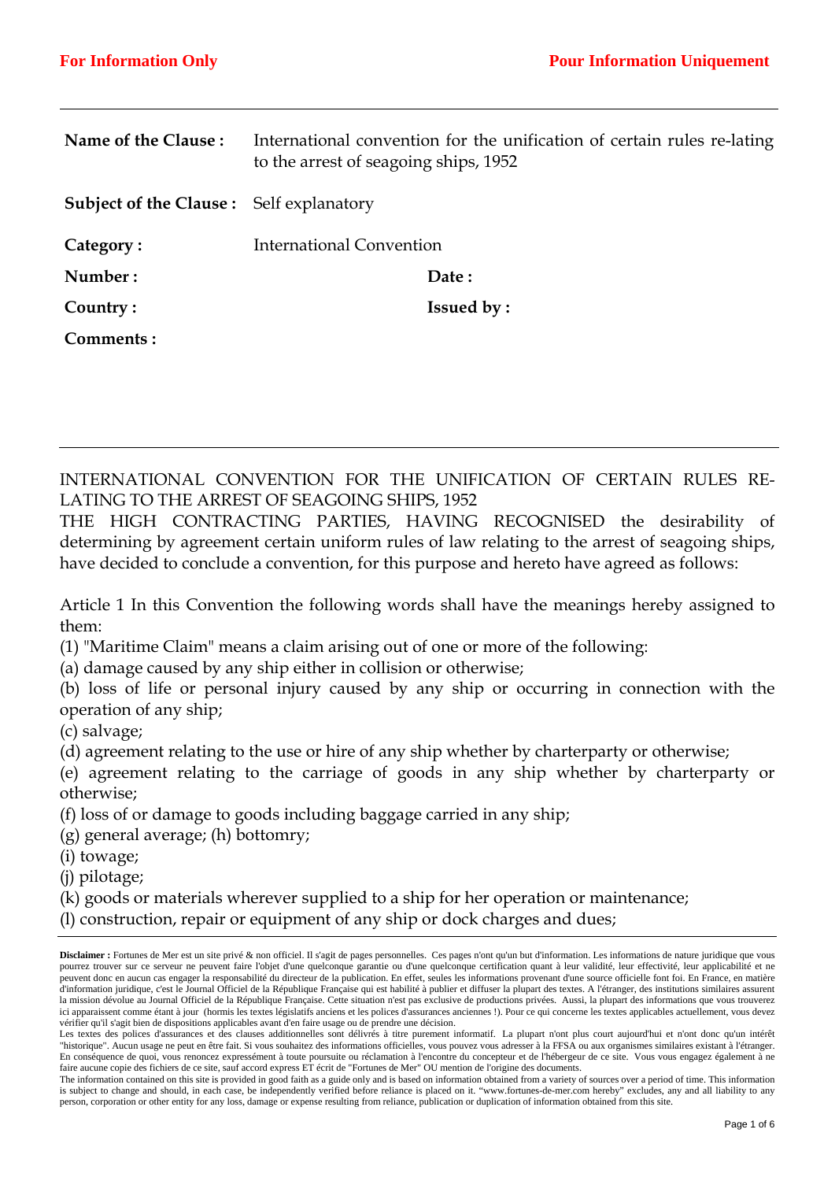**For Information Only** **Pour Information Uniquement**

| | |
|---|---|
| **Name of the Clause :** | International convention for the unification of certain rules re-lating to the arrest of seagoing ships, 1952 |
| **Subject of the Clause :** | Self explanatory |
| **Category :** | International Convention |
| **Number :** | **Date :** |
| **Country :** | **Issued by :** |
| **Comments :** | |

INTERNATIONAL CONVENTION FOR THE UNIFICATION OF CERTAIN RULES RE-LATING TO THE ARREST OF SEAGOING SHIPS, 1952

THE HIGH CONTRACTING PARTIES, HAVING RECOGNISED the desirability of determining by agreement certain uniform rules of law relating to the arrest of seagoing ships, have decided to conclude a convention, for this purpose and hereto have agreed as follows:

Article 1 In this Convention the following words shall have the meanings hereby assigned to them:

(1) "Maritime Claim" means a claim arising out of one or more of the following:

(a) damage caused by any ship either in collision or otherwise;

(b) loss of life or personal injury caused by any ship or occurring in connection with the operation of any ship;

(c) salvage;

(d) agreement relating to the use or hire of any ship whether by charterparty or otherwise;

(e) agreement relating to the carriage of goods in any ship whether by charterparty or otherwise;

(f) loss of or damage to goods including baggage carried in any ship;

(g) general average; (h) bottomry;

(i) towage;

(j) pilotage;

(k) goods or materials wherever supplied to a ship for her operation or maintenance;

(l) construction, repair or equipment of any ship or dock charges and dues;

**Disclaimer :** Fortunes de Mer est un site privé & non officiel. Il s'agit de pages personnelles. Ces pages n'ont qu'un but d'information. Les informations de nature juridique que vous pourrez trouver sur ce serveur ne peuvent faire l'objet d'une quelconque garantie ou d'une quelconque certification quant à leur validité, leur effectivité, leur applicabilité et ne peuvent donc en aucun cas engager la responsabilité du directeur de la publication. En effet, seules les informations provenant d'une source officielle font foi. En France, en matière d'information juridique, c'est le Journal Officiel de la République Française qui est habilité à publier et diffuser la plupart des textes. A l'étranger, des institutions similaires assurent la mission dévolue au Journal Officiel de la République Française. Cette situation n'est pas exclusive de productions privées. Aussi, la plupart des informations que vous trouverez ici apparaissent comme étant à jour (hormis les textes législatifs anciens et les polices d'assurances anciennes !). Pour ce qui concerne les textes applicables actuellement, vous devez vérifier qu'il s'agit bien de dispositions applicables avant d'en faire usage ou de prendre une décision.
Les textes des polices d'assurances et des clauses additionnelles sont délivrés à titre purement informatif. La plupart n'ont plus court aujourd'hui et n'ont donc qu'un intérêt "historique". Aucun usage ne peut en être fait. Si vous souhaitez des informations officielles, vous pouvez vous adresser à la FFSA ou aux organismes similaires existant à l'étranger. En conséquence de quoi, vous renoncez expressément à toute poursuite ou réclamation à l'encontre du concepteur et de l'hébergeur de ce site. Vous vous engagez également à ne faire aucune copie des fichiers de ce site, sauf accord express ET écrit de "Fortunes de Mer" OU mention de l'origine des documents.
The information contained on this site is provided in good faith as a guide only and is based on information obtained from a variety of sources over a period of time. This information is subject to change and should, in each case, be independently verified before reliance is placed on it. "www.fortunes-de-mer.com hereby" excludes, any and all liability to any person, corporation or other entity for any loss, damage or expense resulting from reliance, publication or duplication of information obtained from this site.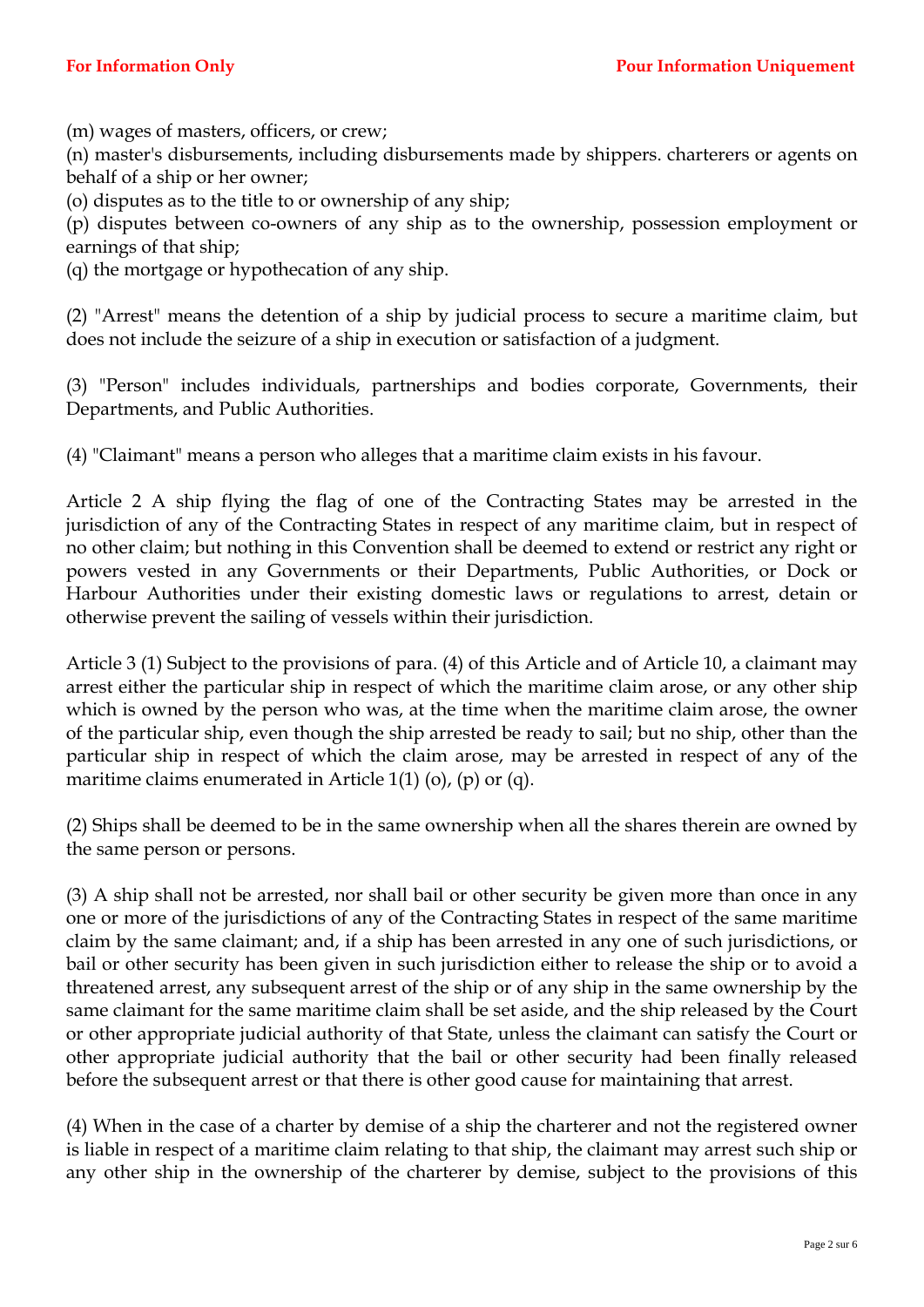(m) wages of masters, officers, or crew;

(n) master's disbursements, including disbursements made by shippers. charterers or agents on behalf of a ship or her owner;

(o) disputes as to the title to or ownership of any ship;

(p) disputes between co-owners of any ship as to the ownership, possession employment or earnings of that ship;

(q) the mortgage or hypothecation of any ship.

(2) "Arrest" means the detention of a ship by judicial process to secure a maritime claim, but does not include the seizure of a ship in execution or satisfaction of a judgment.

(3) "Person" includes individuals, partnerships and bodies corporate, Governments, their Departments, and Public Authorities.

(4) "Claimant" means a person who alleges that a maritime claim exists in his favour.

Article 2 A ship flying the flag of one of the Contracting States may be arrested in the jurisdiction of any of the Contracting States in respect of any maritime claim, but in respect of no other claim; but nothing in this Convention shall be deemed to extend or restrict any right or powers vested in any Governments or their Departments, Public Authorities, or Dock or Harbour Authorities under their existing domestic laws or regulations to arrest, detain or otherwise prevent the sailing of vessels within their jurisdiction.

Article 3 (1) Subject to the provisions of para. (4) of this Article and of Article 10, a claimant may arrest either the particular ship in respect of which the maritime claim arose, or any other ship which is owned by the person who was, at the time when the maritime claim arose, the owner of the particular ship, even though the ship arrested be ready to sail; but no ship, other than the particular ship in respect of which the claim arose, may be arrested in respect of any of the maritime claims enumerated in Article 1(1) (o), (p) or (q).

(2) Ships shall be deemed to be in the same ownership when all the shares therein are owned by the same person or persons.

(3) A ship shall not be arrested, nor shall bail or other security be given more than once in any one or more of the jurisdictions of any of the Contracting States in respect of the same maritime claim by the same claimant; and, if a ship has been arrested in any one of such jurisdictions, or bail or other security has been given in such jurisdiction either to release the ship or to avoid a threatened arrest, any subsequent arrest of the ship or of any ship in the same ownership by the same claimant for the same maritime claim shall be set aside, and the ship released by the Court or other appropriate judicial authority of that State, unless the claimant can satisfy the Court or other appropriate judicial authority that the bail or other security had been finally released before the subsequent arrest or that there is other good cause for maintaining that arrest.

(4) When in the case of a charter by demise of a ship the charterer and not the registered owner is liable in respect of a maritime claim relating to that ship, the claimant may arrest such ship or any other ship in the ownership of the charterer by demise, subject to the provisions of this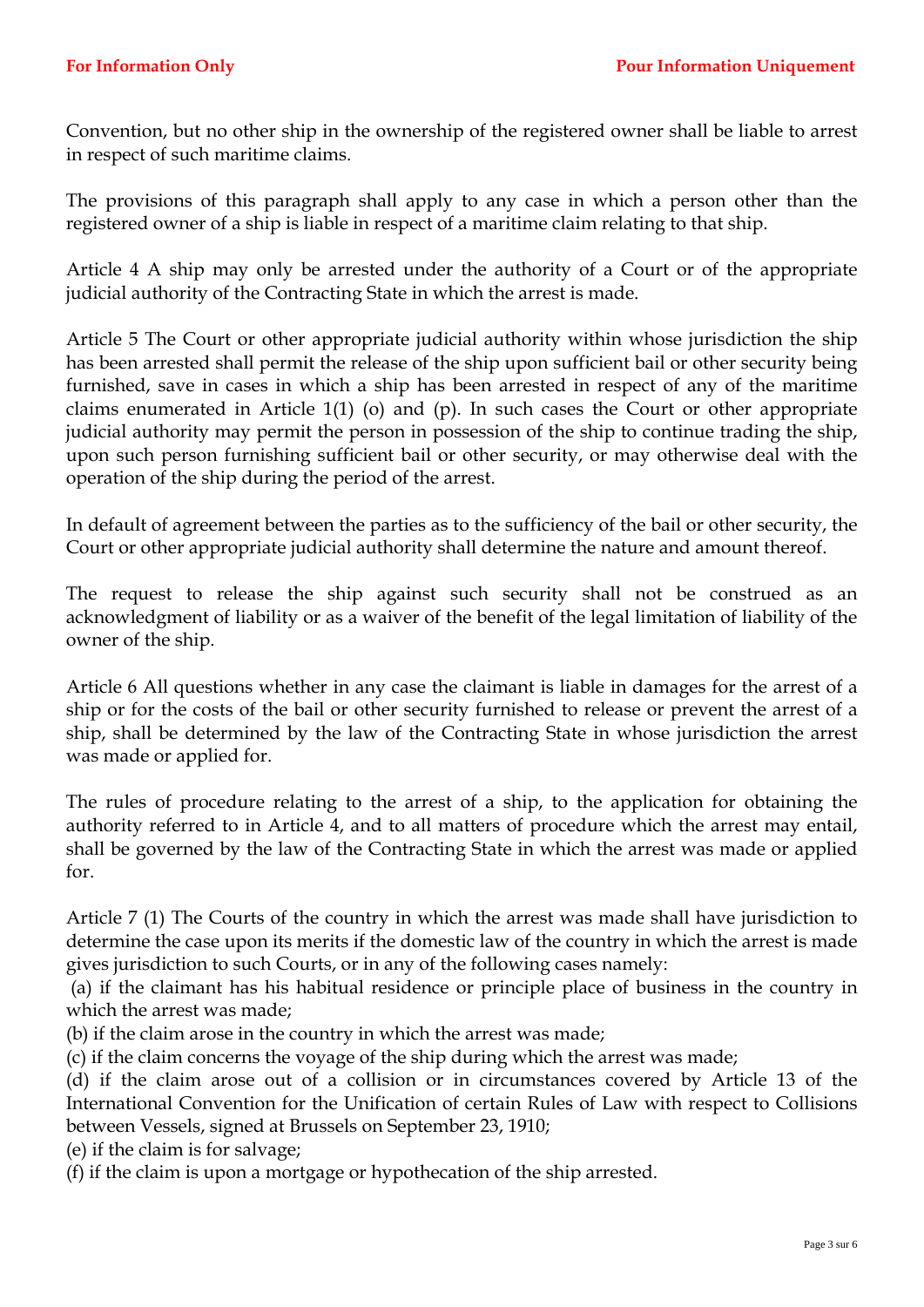Convention, but no other ship in the ownership of the registered owner shall be liable to arrest in respect of such maritime claims.

The provisions of this paragraph shall apply to any case in which a person other than the registered owner of a ship is liable in respect of a maritime claim relating to that ship.

Article 4 A ship may only be arrested under the authority of a Court or of the appropriate judicial authority of the Contracting State in which the arrest is made.

Article 5 The Court or other appropriate judicial authority within whose jurisdiction the ship has been arrested shall permit the release of the ship upon sufficient bail or other security being furnished, save in cases in which a ship has been arrested in respect of any of the maritime claims enumerated in Article 1(1) (o) and (p). In such cases the Court or other appropriate judicial authority may permit the person in possession of the ship to continue trading the ship, upon such person furnishing sufficient bail or other security, or may otherwise deal with the operation of the ship during the period of the arrest.

In default of agreement between the parties as to the sufficiency of the bail or other security, the Court or other appropriate judicial authority shall determine the nature and amount thereof.

The request to release the ship against such security shall not be construed as an acknowledgment of liability or as a waiver of the benefit of the legal limitation of liability of the owner of the ship.

Article 6 All questions whether in any case the claimant is liable in damages for the arrest of a ship or for the costs of the bail or other security furnished to release or prevent the arrest of a ship, shall be determined by the law of the Contracting State in whose jurisdiction the arrest was made or applied for.

The rules of procedure relating to the arrest of a ship, to the application for obtaining the authority referred to in Article 4, and to all matters of procedure which the arrest may entail, shall be governed by the law of the Contracting State in which the arrest was made or applied for.

Article 7 (1) The Courts of the country in which the arrest was made shall have jurisdiction to determine the case upon its merits if the domestic law of the country in which the arrest is made gives jurisdiction to such Courts, or in any of the following cases namely:

(a) if the claimant has his habitual residence or principle place of business in the country in which the arrest was made;

(b) if the claim arose in the country in which the arrest was made;

(c) if the claim concerns the voyage of the ship during which the arrest was made;

(d) if the claim arose out of a collision or in circumstances covered by Article 13 of the International Convention for the Unification of certain Rules of Law with respect to Collisions between Vessels, signed at Brussels on September 23, 1910;

(e) if the claim is for salvage;

(f) if the claim is upon a mortgage or hypothecation of the ship arrested.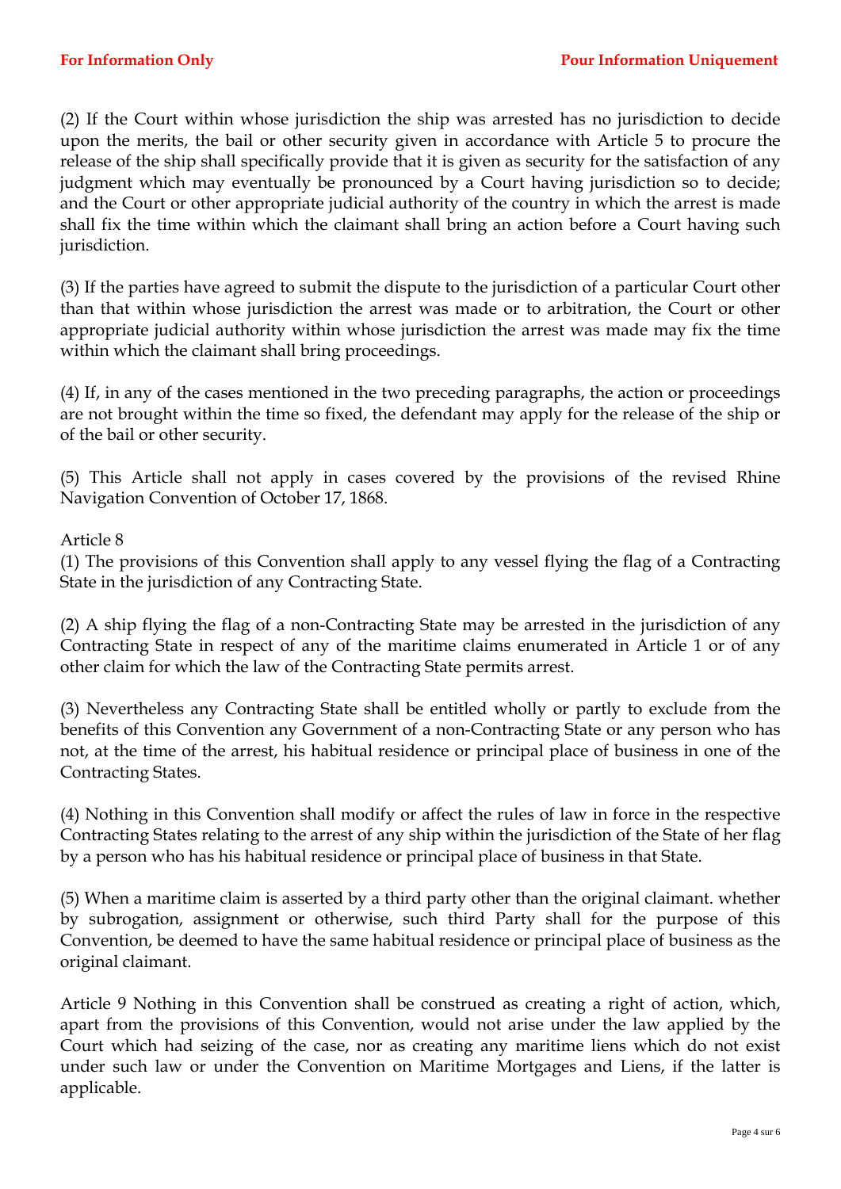(2) If the Court within whose jurisdiction the ship was arrested has no jurisdiction to decide upon the merits, the bail or other security given in accordance with Article 5 to procure the release of the ship shall specifically provide that it is given as security for the satisfaction of any judgment which may eventually be pronounced by a Court having jurisdiction so to decide; and the Court or other appropriate judicial authority of the country in which the arrest is made shall fix the time within which the claimant shall bring an action before a Court having such jurisdiction.

(3) If the parties have agreed to submit the dispute to the jurisdiction of a particular Court other than that within whose jurisdiction the arrest was made or to arbitration, the Court or other appropriate judicial authority within whose jurisdiction the arrest was made may fix the time within which the claimant shall bring proceedings.

(4) If, in any of the cases mentioned in the two preceding paragraphs, the action or proceedings are not brought within the time so fixed, the defendant may apply for the release of the ship or of the bail or other security.

(5) This Article shall not apply in cases covered by the provisions of the revised Rhine Navigation Convention of October 17, 1868.

Article 8

(1) The provisions of this Convention shall apply to any vessel flying the flag of a Contracting State in the jurisdiction of any Contracting State.

(2) A ship flying the flag of a non-Contracting State may be arrested in the jurisdiction of any Contracting State in respect of any of the maritime claims enumerated in Article 1 or of any other claim for which the law of the Contracting State permits arrest.

(3) Nevertheless any Contracting State shall be entitled wholly or partly to exclude from the benefits of this Convention any Government of a non-Contracting State or any person who has not, at the time of the arrest, his habitual residence or principal place of business in one of the Contracting States.

(4) Nothing in this Convention shall modify or affect the rules of law in force in the respective Contracting States relating to the arrest of any ship within the jurisdiction of the State of her flag by a person who has his habitual residence or principal place of business in that State.

(5) When a maritime claim is asserted by a third party other than the original claimant. whether by subrogation, assignment or otherwise, such third Party shall for the purpose of this Convention, be deemed to have the same habitual residence or principal place of business as the original claimant.

Article 9 Nothing in this Convention shall be construed as creating a right of action, which, apart from the provisions of this Convention, would not arise under the law applied by the Court which had seizing of the case, nor as creating any maritime liens which do not exist under such law or under the Convention on Maritime Mortgages and Liens, if the latter is applicable.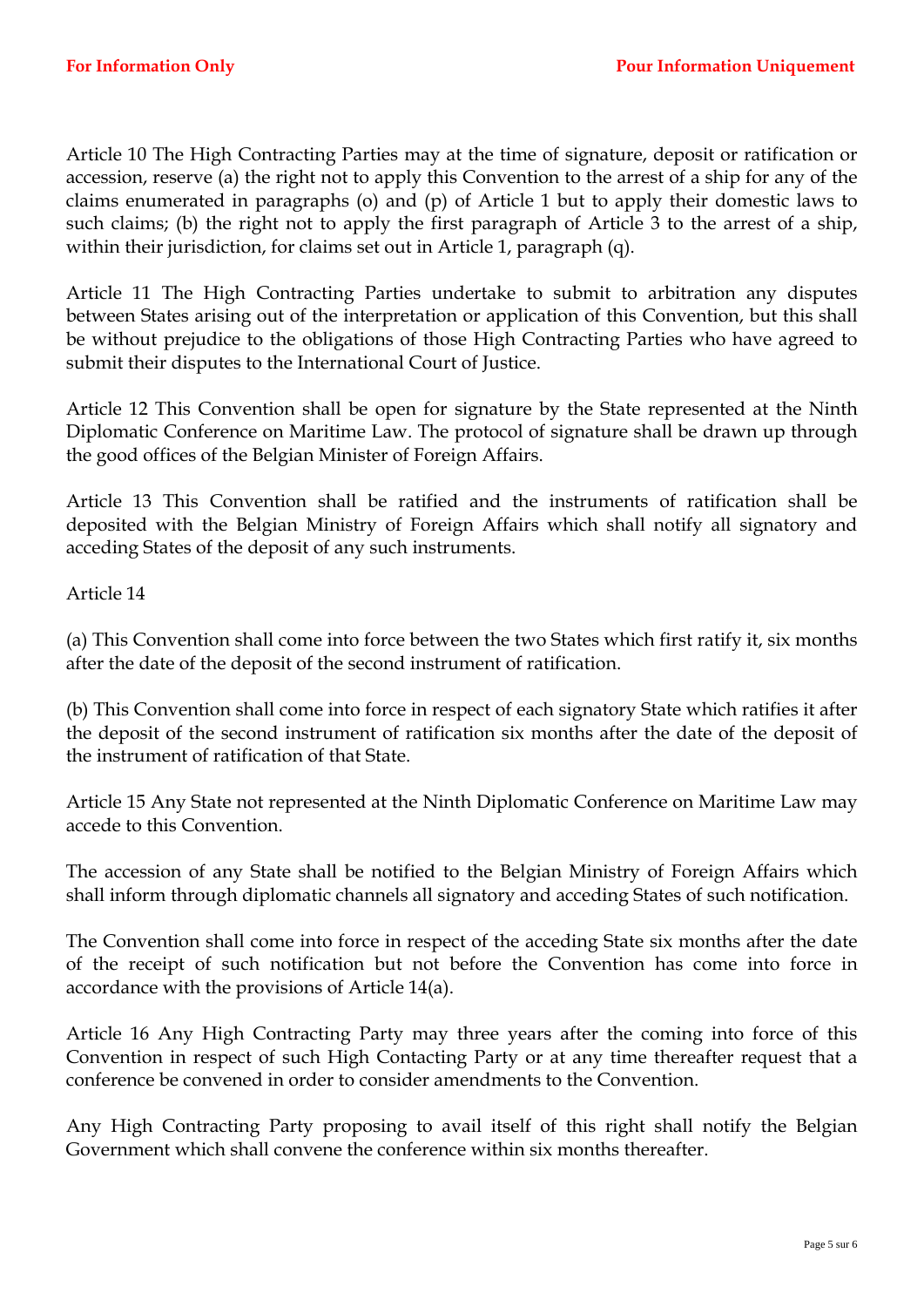Article 10 The High Contracting Parties may at the time of signature, deposit or ratification or accession, reserve (a) the right not to apply this Convention to the arrest of a ship for any of the claims enumerated in paragraphs (o) and (p) of Article 1 but to apply their domestic laws to such claims; (b) the right not to apply the first paragraph of Article 3 to the arrest of a ship, within their jurisdiction, for claims set out in Article 1, paragraph (q).

Article 11 The High Contracting Parties undertake to submit to arbitration any disputes between States arising out of the interpretation or application of this Convention, but this shall be without prejudice to the obligations of those High Contracting Parties who have agreed to submit their disputes to the International Court of Justice.

Article 12 This Convention shall be open for signature by the State represented at the Ninth Diplomatic Conference on Maritime Law. The protocol of signature shall be drawn up through the good offices of the Belgian Minister of Foreign Affairs.

Article 13 This Convention shall be ratified and the instruments of ratification shall be deposited with the Belgian Ministry of Foreign Affairs which shall notify all signatory and acceding States of the deposit of any such instruments.

Article 14

(a) This Convention shall come into force between the two States which first ratify it, six months after the date of the deposit of the second instrument of ratification.

(b) This Convention shall come into force in respect of each signatory State which ratifies it after the deposit of the second instrument of ratification six months after the date of the deposit of the instrument of ratification of that State.

Article 15 Any State not represented at the Ninth Diplomatic Conference on Maritime Law may accede to this Convention.

The accession of any State shall be notified to the Belgian Ministry of Foreign Affairs which shall inform through diplomatic channels all signatory and acceding States of such notification.

The Convention shall come into force in respect of the acceding State six months after the date of the receipt of such notification but not before the Convention has come into force in accordance with the provisions of Article 14(a).

Article 16 Any High Contracting Party may three years after the coming into force of this Convention in respect of such High Contacting Party or at any time thereafter request that a conference be convened in order to consider amendments to the Convention.

Any High Contracting Party proposing to avail itself of this right shall notify the Belgian Government which shall convene the conference within six months thereafter.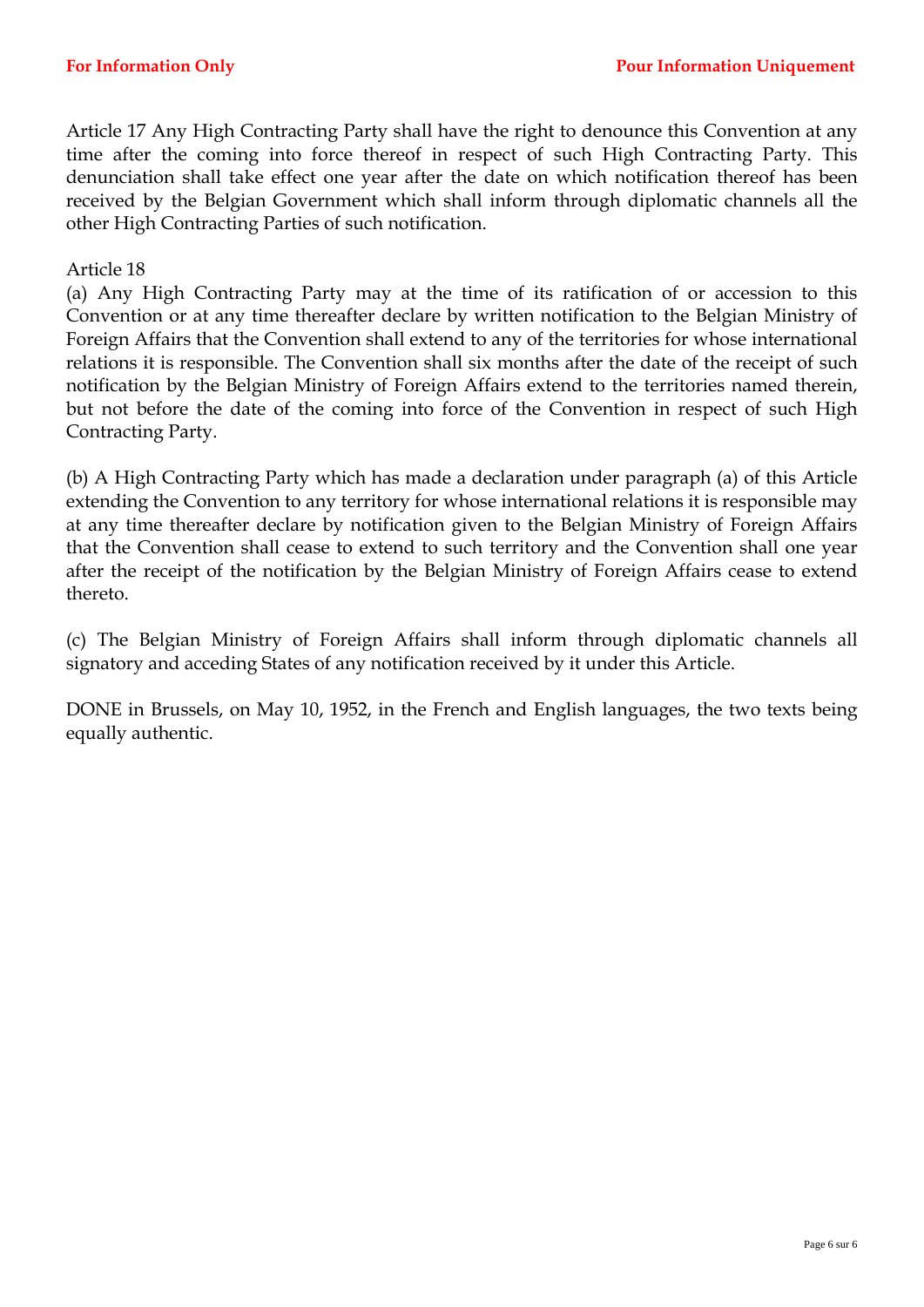Article 17 Any High Contracting Party shall have the right to denounce this Convention at any time after the coming into force thereof in respect of such High Contracting Party. This denunciation shall take effect one year after the date on which notification thereof has been received by the Belgian Government which shall inform through diplomatic channels all the other High Contracting Parties of such notification.

Article 18

(a) Any High Contracting Party may at the time of its ratification of or accession to this Convention or at any time thereafter declare by written notification to the Belgian Ministry of Foreign Affairs that the Convention shall extend to any of the territories for whose international relations it is responsible. The Convention shall six months after the date of the receipt of such notification by the Belgian Ministry of Foreign Affairs extend to the territories named therein, but not before the date of the coming into force of the Convention in respect of such High Contracting Party.

(b) A High Contracting Party which has made a declaration under paragraph (a) of this Article extending the Convention to any territory for whose international relations it is responsible may at any time thereafter declare by notification given to the Belgian Ministry of Foreign Affairs that the Convention shall cease to extend to such territory and the Convention shall one year after the receipt of the notification by the Belgian Ministry of Foreign Affairs cease to extend thereto.

(c) The Belgian Ministry of Foreign Affairs shall inform through diplomatic channels all signatory and acceding States of any notification received by it under this Article.

DONE in Brussels, on May 10, 1952, in the French and English languages, the two texts being equally authentic.